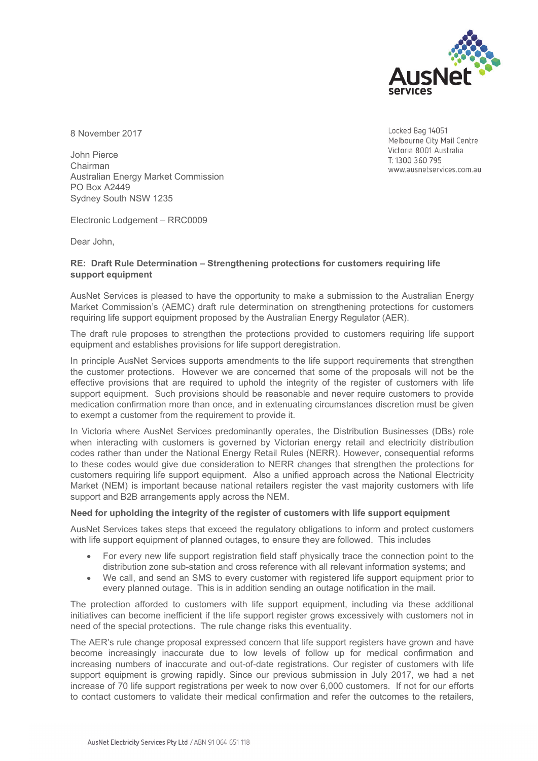8 November 2017

Locked Bag 14051
Melbourne City Mail Centre
Victoria 8001 Australia
T: 1300 360 795
www.ausnetservices.com.au

John Pierce
Chairman
Australian Energy Market Commission
PO Box A2449
Sydney South NSW 1235

Electronic Lodgement – RRC0009

Dear John,

**RE: Draft Rule Determination – Strengthening protections for customers requiring life support equipment**

AusNet Services is pleased to have the opportunity to make a submission to the Australian Energy Market Commission's (AEMC) draft rule determination on strengthening protections for customers requiring life support equipment proposed by the Australian Energy Regulator (AER).

The draft rule proposes to strengthen the protections provided to customers requiring life support equipment and establishes provisions for life support deregistration.

In principle AusNet Services supports amendments to the life support requirements that strengthen the customer protections. However we are concerned that some of the proposals will not be the effective provisions that are required to uphold the integrity of the register of customers with life support equipment. Such provisions should be reasonable and never require customers to provide medication confirmation more than once, and in extenuating circumstances discretion must be given to exempt a customer from the requirement to provide it.

In Victoria where AusNet Services predominantly operates, the Distribution Businesses (DBs) role when interacting with customers is governed by Victorian energy retail and electricity distribution codes rather than under the National Energy Retail Rules (NERR). However, consequential reforms to these codes would give due consideration to NERR changes that strengthen the protections for customers requiring life support equipment. Also a unified approach across the National Electricity Market (NEM) is important because national retailers register the vast majority customers with life support and B2B arrangements apply across the NEM.

**Need for upholding the integrity of the register of customers with life support equipment**

AusNet Services takes steps that exceed the regulatory obligations to inform and protect customers with life support equipment of planned outages, to ensure they are followed. This includes

- For every new life support registration field staff physically trace the connection point to the distribution zone sub-station and cross reference with all relevant information systems; and
- We call, and send an SMS to every customer with registered life support equipment prior to every planned outage. This is in addition sending an outage notification in the mail.

The protection afforded to customers with life support equipment, including via these additional initiatives can become inefficient if the life support register grows excessively with customers not in need of the special protections. The rule change risks this eventuality.

The AER's rule change proposal expressed concern that life support registers have grown and have become increasingly inaccurate due to low levels of follow up for medical confirmation and increasing numbers of inaccurate and out-of-date registrations. Our register of customers with life support equipment is growing rapidly. Since our previous submission in July 2017, we had a net increase of 70 life support registrations per week to now over 6,000 customers. If not for our efforts to contact customers to validate their medical confirmation and refer the outcomes to the retailers,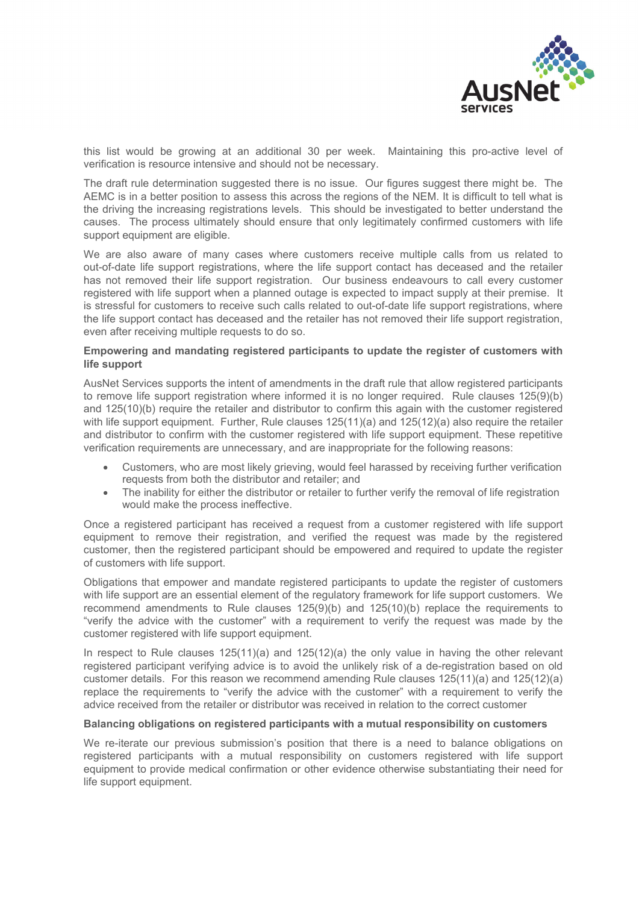this list would be growing at an additional 30 per week. Maintaining this pro-active level of verification is resource intensive and should not be necessary.

The draft rule determination suggested there is no issue. Our figures suggest there might be. The AEMC is in a better position to assess this across the regions of the NEM. It is difficult to tell what is the driving the increasing registrations levels. This should be investigated to better understand the causes. The process ultimately should ensure that only legitimately confirmed customers with life support equipment are eligible.

We are also aware of many cases where customers receive multiple calls from us related to out-of-date life support registrations, where the life support contact has deceased and the retailer has not removed their life support registration. Our business endeavours to call every customer registered with life support when a planned outage is expected to impact supply at their premise. It is stressful for customers to receive such calls related to out-of-date life support registrations, where the life support contact has deceased and the retailer has not removed their life support registration, even after receiving multiple requests to do so.

**Empowering and mandating registered participants to update the register of customers with life support**

AusNet Services supports the intent of amendments in the draft rule that allow registered participants to remove life support registration where informed it is no longer required. Rule clauses 125(9)(b) and 125(10)(b) require the retailer and distributor to confirm this again with the customer registered with life support equipment. Further, Rule clauses 125(11)(a) and 125(12)(a) also require the retailer and distributor to confirm with the customer registered with life support equipment. These repetitive verification requirements are unnecessary, and are inappropriate for the following reasons:

- Customers, who are most likely grieving, would feel harassed by receiving further verification requests from both the distributor and retailer; and
- The inability for either the distributor or retailer to further verify the removal of life registration would make the process ineffective.

Once a registered participant has received a request from a customer registered with life support equipment to remove their registration, and verified the request was made by the registered customer, then the registered participant should be empowered and required to update the register of customers with life support.

Obligations that empower and mandate registered participants to update the register of customers with life support are an essential element of the regulatory framework for life support customers. We recommend amendments to Rule clauses 125(9)(b) and 125(10)(b) replace the requirements to "verify the advice with the customer" with a requirement to verify the request was made by the customer registered with life support equipment.

In respect to Rule clauses 125(11)(a) and 125(12)(a) the only value in having the other relevant registered participant verifying advice is to avoid the unlikely risk of a de-registration based on old customer details. For this reason we recommend amending Rule clauses 125(11)(a) and 125(12)(a) replace the requirements to "verify the advice with the customer" with a requirement to verify the advice received from the retailer or distributor was received in relation to the correct customer

**Balancing obligations on registered participants with a mutual responsibility on customers**

We re-iterate our previous submission's position that there is a need to balance obligations on registered participants with a mutual responsibility on customers registered with life support equipment to provide medical confirmation or other evidence otherwise substantiating their need for life support equipment.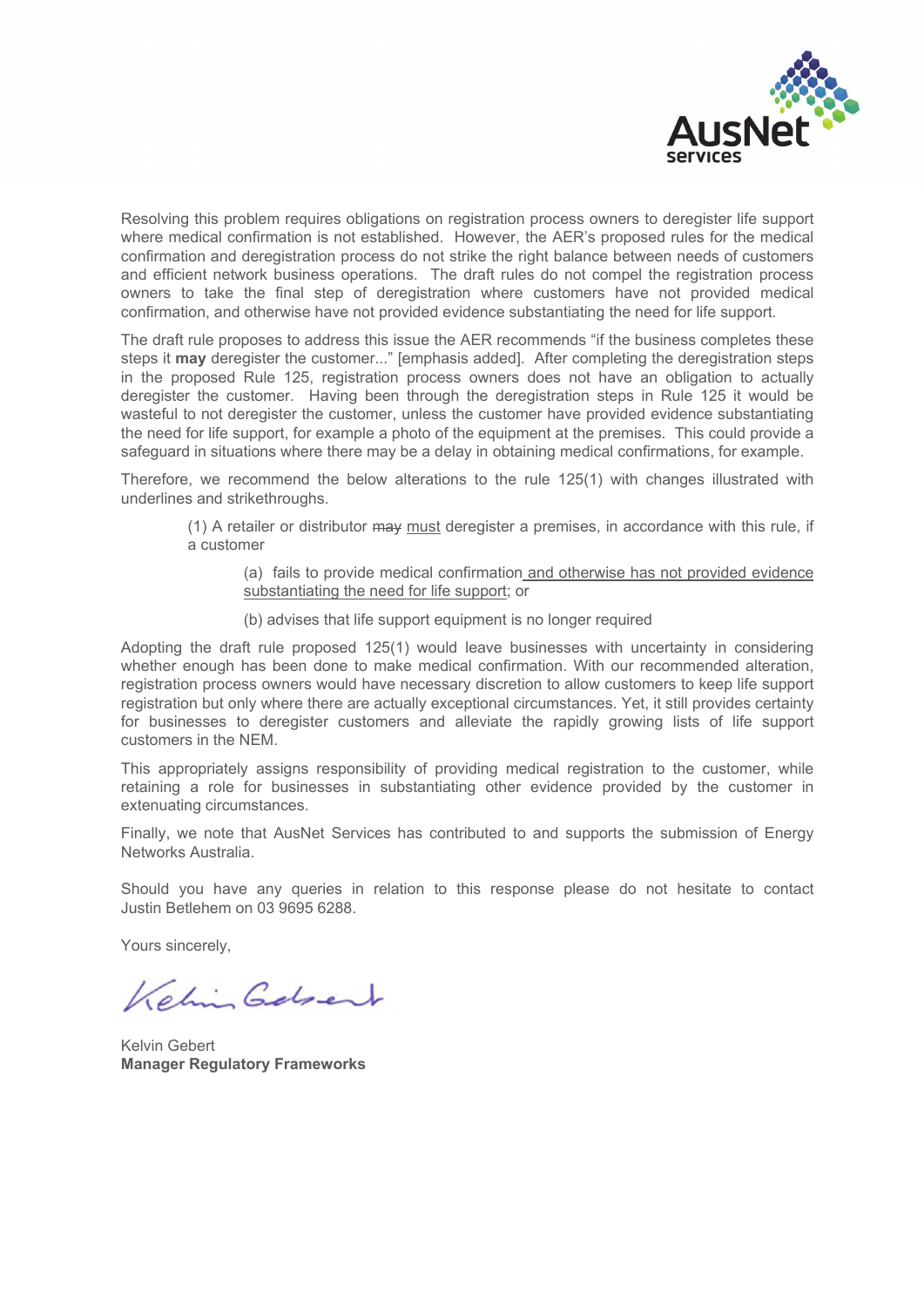Resolving this problem requires obligations on registration process owners to deregister life support where medical confirmation is not established. However, the AER's proposed rules for the medical confirmation and deregistration process do not strike the right balance between needs of customers and efficient network business operations. The draft rules do not compel the registration process owners to take the final step of deregistration where customers have not provided medical confirmation, and otherwise have not provided evidence substantiating the need for life support.

The draft rule proposes to address this issue the AER recommends "if the business completes these steps it **may** deregister the customer..." [emphasis added]. After completing the deregistration steps in the proposed Rule 125, registration process owners does not have an obligation to actually deregister the customer. Having been through the deregistration steps in Rule 125 it would be wasteful to not deregister the customer, unless the customer have provided evidence substantiating the need for life support, for example a photo of the equipment at the premises. This could provide a safeguard in situations where there may be a delay in obtaining medical confirmations, for example.

Therefore, we recommend the below alterations to the rule 125(1) with changes illustrated with underlines and strikethroughs.

> (1) A retailer or distributor ~~may~~ <u>must</u> deregister a premises, in accordance with this rule, if a customer
>
> > (a) fails to provide medical confirmation <u>and otherwise has not provided evidence substantiating the need for life support</u>; or
> >
> > (b) advises that life support equipment is no longer required

Adopting the draft rule proposed 125(1) would leave businesses with uncertainty in considering whether enough has been done to make medical confirmation. With our recommended alteration, registration process owners would have necessary discretion to allow customers to keep life support registration but only where there are actually exceptional circumstances. Yet, it still provides certainty for businesses to deregister customers and alleviate the rapidly growing lists of life support customers in the NEM.

This appropriately assigns responsibility of providing medical registration to the customer, while retaining a role for businesses in substantiating other evidence provided by the customer in extenuating circumstances.

Finally, we note that AusNet Services has contributed to and supports the submission of Energy Networks Australia.

Should you have any queries in relation to this response please do not hesitate to contact Justin Betlehem on 03 9695 6288.

Yours sincerely,

Kelvin Gebert
**Manager Regulatory Frameworks**